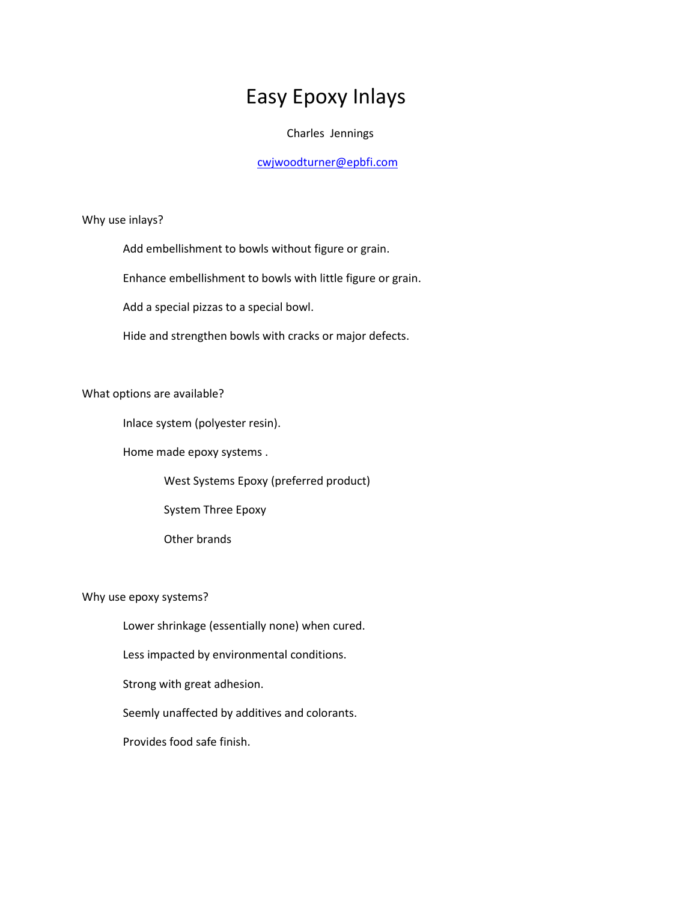# Easy Epoxy Inlays

Charles Jennings

cwjwoodturner@epbfi.com

Why use inlays?

- Add embellishment to bowls without figure or grain.
- Enhance embellishment to bowls with little figure or grain.
- Add a special pizzas to a special bowl.
- Hide and strengthen bowls with cracks or major defects.

What options are available?

- Inlace system (polyester resin).
- Home made epoxy systems .
  - West Systems Epoxy (preferred product)
  - System Three Epoxy
  - Other brands

Why use epoxy systems?

- Lower shrinkage (essentially none) when cured.
- Less impacted by environmental conditions.
- Strong with great adhesion.
- Seemly unaffected by additives and colorants.
- Provides food safe finish.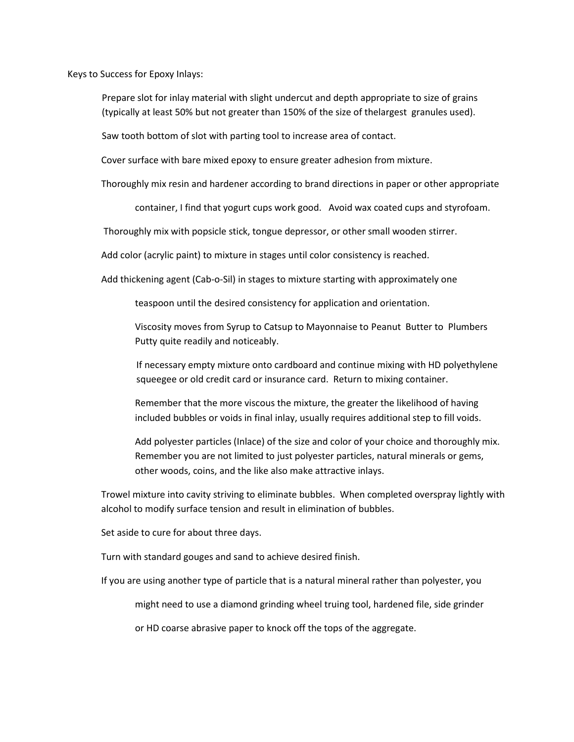Keys to Success for Epoxy Inlays:

Prepare slot for inlay material with slight undercut and depth appropriate to size of grains (typically at least 50% but not greater than 150% of the size of thelargest granules used).

Saw tooth bottom of slot with parting tool to increase area of contact.

Cover surface with bare mixed epoxy to ensure greater adhesion from mixture.

Thoroughly mix resin and hardener according to brand directions in paper or other appropriate

container, I find that yogurt cups work good. Avoid wax coated cups and styrofoam.

Thoroughly mix with popsicle stick, tongue depressor, or other small wooden stirrer.

Add color (acrylic paint) to mixture in stages until color consistency is reached.

Add thickening agent (Cab-o-Sil) in stages to mixture starting with approximately one

teaspoon until the desired consistency for application and orientation.

Viscosity moves from Syrup to Catsup to Mayonnaise to Peanut Butter to Plumbers Putty quite readily and noticeably.

If necessary empty mixture onto cardboard and continue mixing with HD polyethylene squeegee or old credit card or insurance card. Return to mixing container.

Remember that the more viscous the mixture, the greater the likelihood of having included bubbles or voids in final inlay, usually requires additional step to fill voids.

Add polyester particles (Inlace) of the size and color of your choice and thoroughly mix. Remember you are not limited to just polyester particles, natural minerals or gems, other woods, coins, and the like also make attractive inlays.

Trowel mixture into cavity striving to eliminate bubbles. When completed overspray lightly with alcohol to modify surface tension and result in elimination of bubbles.

Set aside to cure for about three days.

Turn with standard gouges and sand to achieve desired finish.

If you are using another type of particle that is a natural mineral rather than polyester, you

might need to use a diamond grinding wheel truing tool, hardened file, side grinder

or HD coarse abrasive paper to knock off the tops of the aggregate.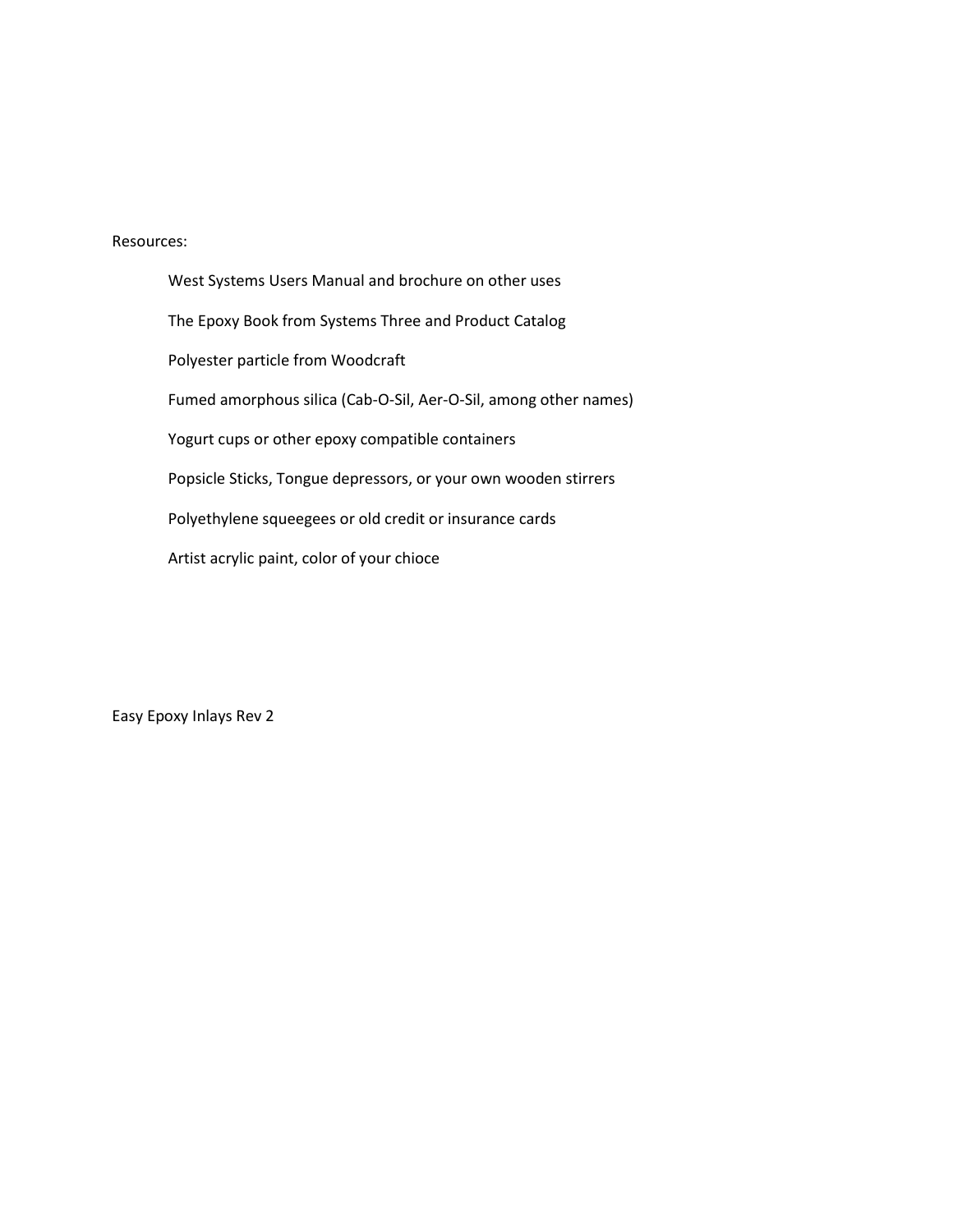Resources:

- West Systems Users Manual and brochure on other uses
- The Epoxy Book from Systems Three and Product Catalog
- Polyester particle from Woodcraft
- Fumed amorphous silica (Cab-O-Sil, Aer-O-Sil, among other names)
- Yogurt cups or other epoxy compatible containers
- Popsicle Sticks, Tongue depressors, or your own wooden stirrers
- Polyethylene squeegees or old credit or insurance cards
- Artist acrylic paint, color of your chioce